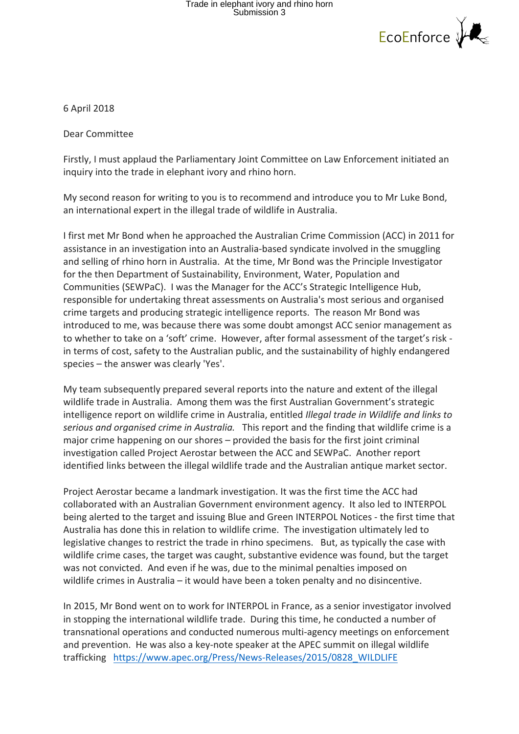EcoEnforce

6 April 2018

Dear Committee

Firstly, I must applaud the Parliamentary Joint Committee on Law Enforcement initiated an inquiry into the trade in elephant ivory and rhino horn.

My second reason for writing to you is to recommend and introduce you to Mr Luke Bond, an international expert in the illegal trade of wildlife in Australia.

I first met Mr Bond when he approached the Australian Crime Commission (ACC) in 2011 for assistance in an investigation into an Australia-based syndicate involved in the smuggling and selling of rhino horn in Australia. At the time, Mr Bond was the Principle Investigator for the then Department of Sustainability, Environment, Water, Population and Communities (SEWPaC). I was the Manager for the ACC's Strategic Intelligence Hub, responsible for undertaking threat assessments on Australia's most serious and organised crime targets and producing strategic intelligence reports. The reason Mr Bond was introduced to me, was because there was some doubt amongst ACC senior management as to whether to take on a 'soft' crime. However, after formal assessment of the target's risk - in terms of cost, safety to the Australian public, and the sustainability of highly endangered species – the answer was clearly 'Yes'.

My team subsequently prepared several reports into the nature and extent of the illegal wildlife trade in Australia. Among them was the first Australian Government's strategic intelligence report on wildlife crime in Australia, entitled *Illegal trade in Wildlife and links to serious and organised crime in Australia.* This report and the finding that wildlife crime is a major crime happening on our shores – provided the basis for the first joint criminal investigation called Project Aerostar between the ACC and SEWPaC. Another report identified links between the illegal wildlife trade and the Australian antique market sector.

Project Aerostar became a landmark investigation. It was the first time the ACC had collaborated with an Australian Government environment agency. It also led to INTERPOL being alerted to the target and issuing Blue and Green INTERPOL Notices - the first time that Australia has done this in relation to wildlife crime. The investigation ultimately led to legislative changes to restrict the trade in rhino specimens. But, as typically the case with wildlife crime cases, the target was caught, substantive evidence was found, but the target was not convicted. And even if he was, due to the minimal penalties imposed on wildlife crimes in Australia – it would have been a token penalty and no disincentive.

In 2015, Mr Bond went on to work for INTERPOL in France, as a senior investigator involved in stopping the international wildlife trade. During this time, he conducted a number of transnational operations and conducted numerous multi-agency meetings on enforcement and prevention. He was also a key-note speaker at the APEC summit on illegal wildlife trafficking https://www.apec.org/Press/News-Releases/2015/0828_WILDLIFE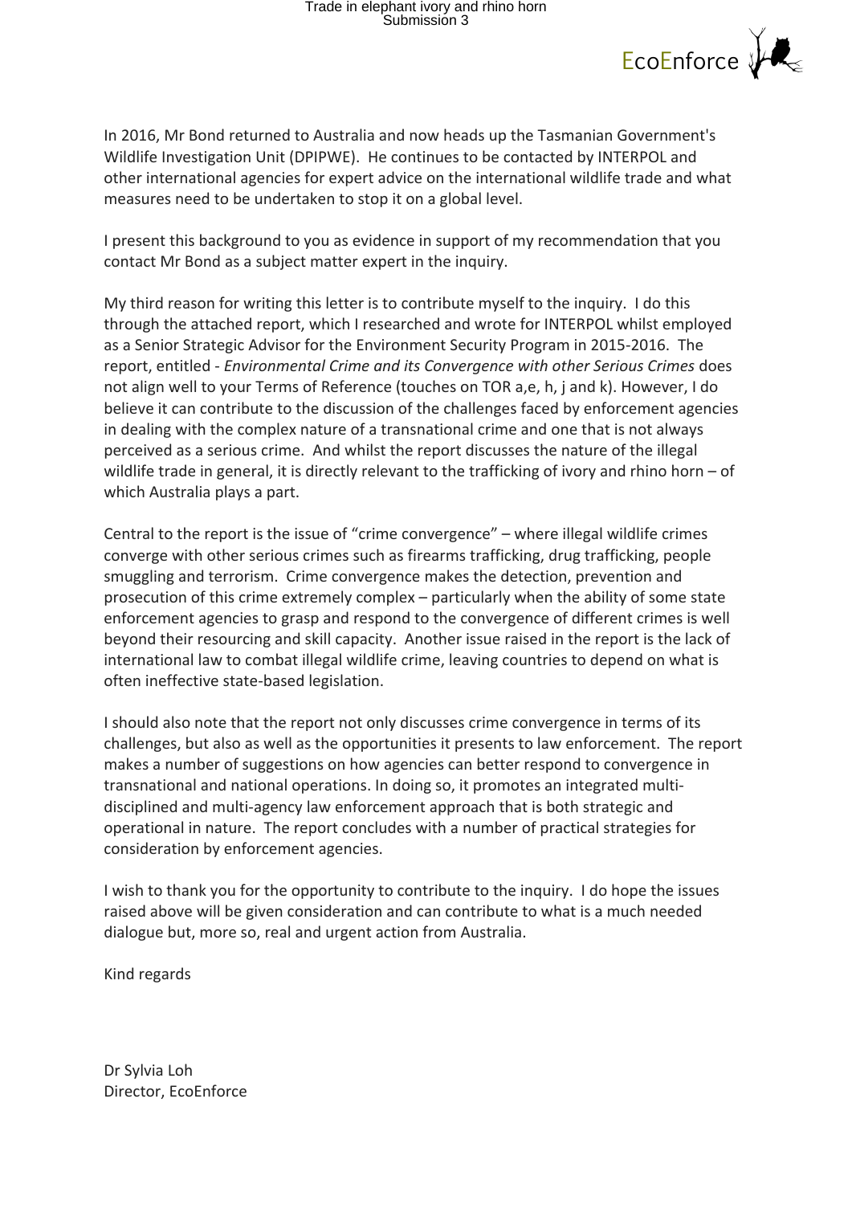In 2016, Mr Bond returned to Australia and now heads up the Tasmanian Government's Wildlife Investigation Unit (DPIPWE). He continues to be contacted by INTERPOL and other international agencies for expert advice on the international wildlife trade and what measures need to be undertaken to stop it on a global level.

I present this background to you as evidence in support of my recommendation that you contact Mr Bond as a subject matter expert in the inquiry.

My third reason for writing this letter is to contribute myself to the inquiry. I do this through the attached report, which I researched and wrote for INTERPOL whilst employed as a Senior Strategic Advisor for the Environment Security Program in 2015-2016. The report, entitled - *Environmental Crime and its Convergence with other Serious Crimes* does not align well to your Terms of Reference (touches on TOR a,e, h, j and k). However, I do believe it can contribute to the discussion of the challenges faced by enforcement agencies in dealing with the complex nature of a transnational crime and one that is not always perceived as a serious crime. And whilst the report discusses the nature of the illegal wildlife trade in general, it is directly relevant to the trafficking of ivory and rhino horn – of which Australia plays a part.

Central to the report is the issue of "crime convergence" – where illegal wildlife crimes converge with other serious crimes such as firearms trafficking, drug trafficking, people smuggling and terrorism. Crime convergence makes the detection, prevention and prosecution of this crime extremely complex – particularly when the ability of some state enforcement agencies to grasp and respond to the convergence of different crimes is well beyond their resourcing and skill capacity. Another issue raised in the report is the lack of international law to combat illegal wildlife crime, leaving countries to depend on what is often ineffective state-based legislation.

I should also note that the report not only discusses crime convergence in terms of its challenges, but also as well as the opportunities it presents to law enforcement. The report makes a number of suggestions on how agencies can better respond to convergence in transnational and national operations. In doing so, it promotes an integrated multi-disciplined and multi-agency law enforcement approach that is both strategic and operational in nature. The report concludes with a number of practical strategies for consideration by enforcement agencies.

I wish to thank you for the opportunity to contribute to the inquiry. I do hope the issues raised above will be given consideration and can contribute to what is a much needed dialogue but, more so, real and urgent action from Australia.

Kind regards

Dr Sylvia Loh
Director, EcoEnforce